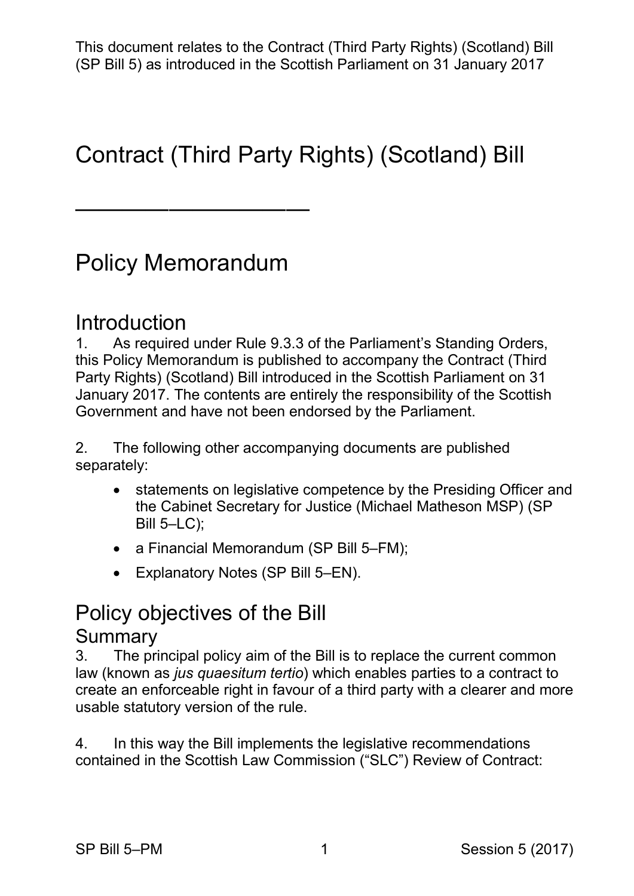This document relates to the Contract (Third Party Rights) (Scotland) Bill (SP Bill 5) as introduced in the Scottish Parliament on 31 January 2017

# Contract (Third Party Rights) (Scotland) Bill

---

# Policy Memorandum

## Introduction

1. As required under Rule 9.3.3 of the Parliament's Standing Orders, this Policy Memorandum is published to accompany the Contract (Third Party Rights) (Scotland) Bill introduced in the Scottish Parliament on 31 January 2017. The contents are entirely the responsibility of the Scottish Government and have not been endorsed by the Parliament.

2. The following other accompanying documents are published separately:

- statements on legislative competence by the Presiding Officer and the Cabinet Secretary for Justice (Michael Matheson MSP) (SP Bill 5–LC);
- a Financial Memorandum (SP Bill 5–FM);
- Explanatory Notes (SP Bill 5–EN).

## Policy objectives of the Bill

### Summary

3. The principal policy aim of the Bill is to replace the current common law (known as *jus quaesitum tertio*) which enables parties to a contract to create an enforceable right in favour of a third party with a clearer and more usable statutory version of the rule.

4. In this way the Bill implements the legislative recommendations contained in the Scottish Law Commission ("SLC") Review of Contract: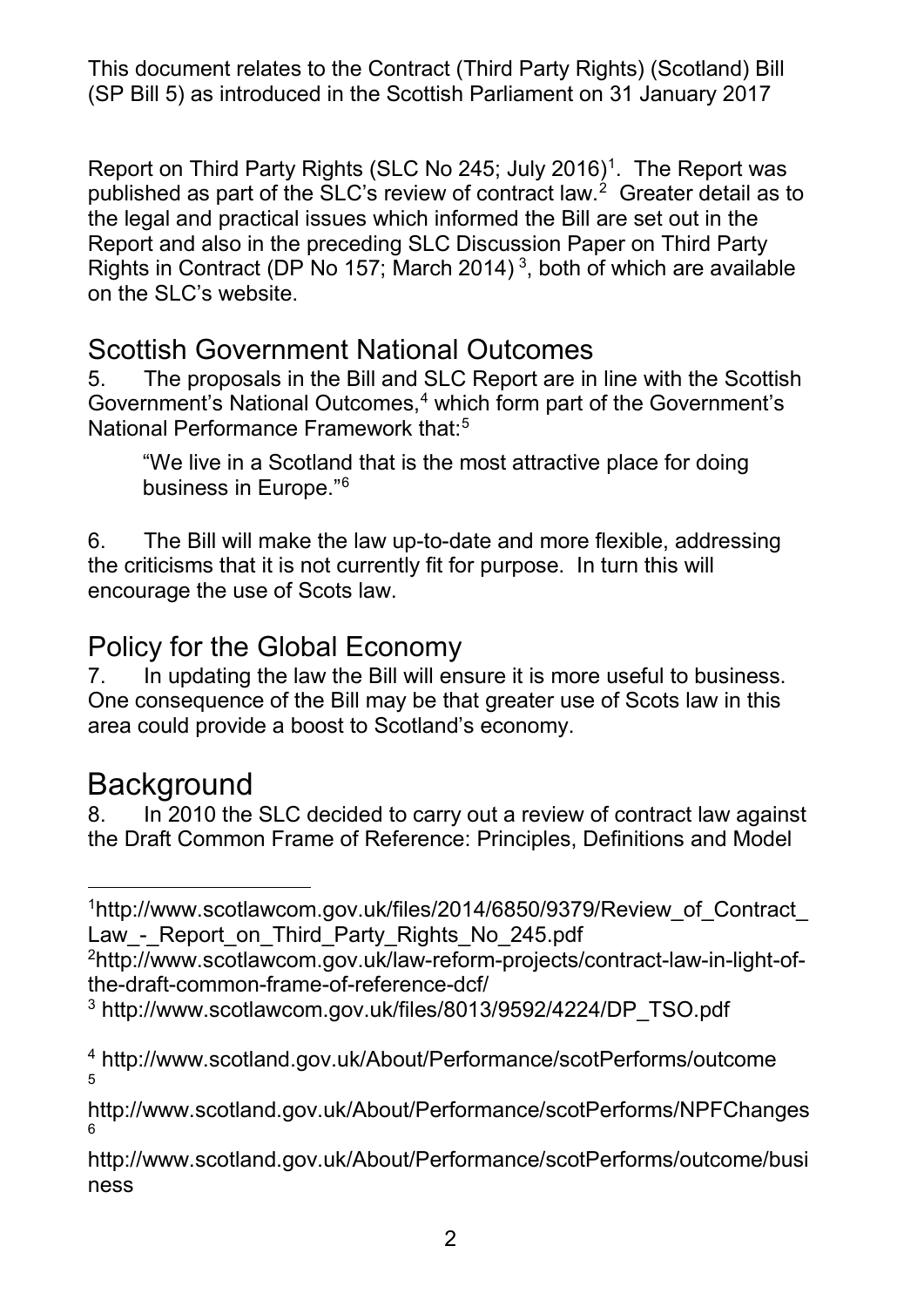Report on Third Party Rights (SLC No 245; July 2016)[1]. The Report was published as part of the SLC's review of contract law.[2] Greater detail as to the legal and practical issues which informed the Bill are set out in the Report and also in the preceding SLC Discussion Paper on Third Party Rights in Contract (DP No 157; March 2014) [3], both of which are available on the SLC's website.

## Scottish Government National Outcomes

5. The proposals in the Bill and SLC Report are in line with the Scottish Government's National Outcomes,[4] which form part of the Government's National Performance Framework that:[5]

> "We live in a Scotland that is the most attractive place for doing business in Europe."[6]

6. The Bill will make the law up-to-date and more flexible, addressing the criticisms that it is not currently fit for purpose. In turn this will encourage the use of Scots law.

## Policy for the Global Economy

7. In updating the law the Bill will ensure it is more useful to business. One consequence of the Bill may be that greater use of Scots law in this area could provide a boost to Scotland's economy.

# Background

8. In 2010 the SLC decided to carry out a review of contract law against the Draft Common Frame of Reference: Principles, Definitions and Model

---

[1] http://www.scotlawcom.gov.uk/files/2014/6850/9379/Review_of_Contract_Law_-_Report_on_Third_Party_Rights_No_245.pdf

[2] http://www.scotlawcom.gov.uk/law-reform-projects/contract-law-in-light-of-the-draft-common-frame-of-reference-dcf/

[3] http://www.scotlawcom.gov.uk/files/8013/9592/4224/DP_TSO.pdf

[4] http://www.scotland.gov.uk/About/Performance/scotPerforms/outcome

[5] http://www.scotland.gov.uk/About/Performance/scotPerforms/NPFChanges

[6] http://www.scotland.gov.uk/About/Performance/scotPerforms/outcome/business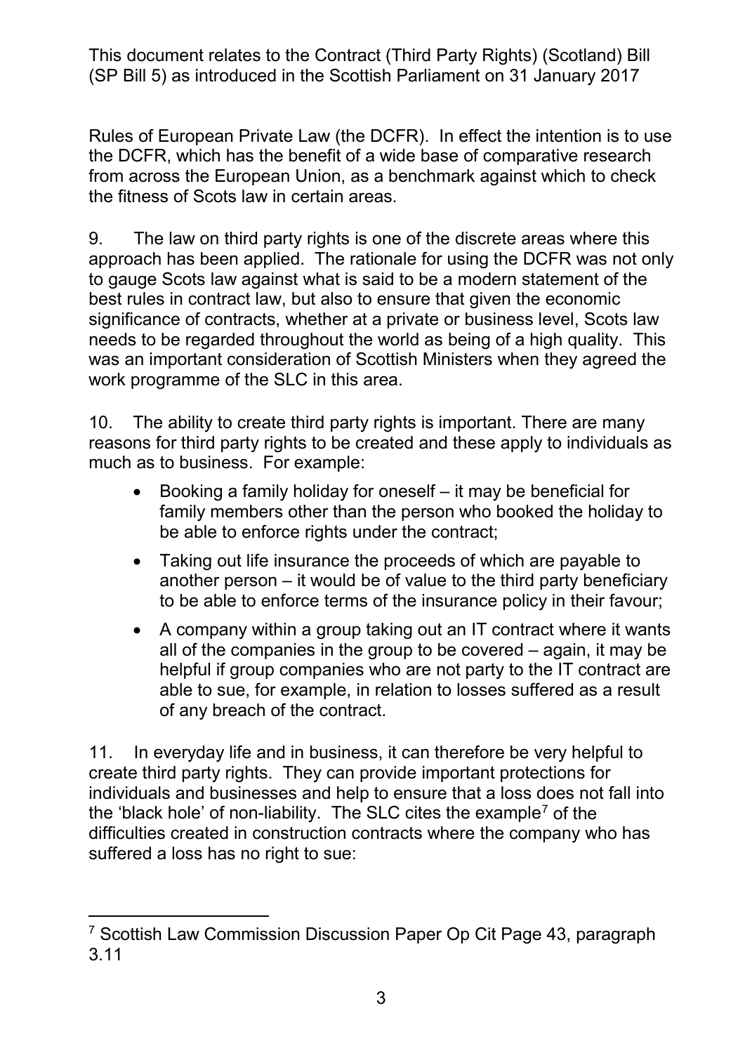Rules of European Private Law (the DCFR). In effect the intention is to use the DCFR, which has the benefit of a wide base of comparative research from across the European Union, as a benchmark against which to check the fitness of Scots law in certain areas.

9. The law on third party rights is one of the discrete areas where this approach has been applied. The rationale for using the DCFR was not only to gauge Scots law against what is said to be a modern statement of the best rules in contract law, but also to ensure that given the economic significance of contracts, whether at a private or business level, Scots law needs to be regarded throughout the world as being of a high quality. This was an important consideration of Scottish Ministers when they agreed the work programme of the SLC in this area.

10. The ability to create third party rights is important. There are many reasons for third party rights to be created and these apply to individuals as much as to business. For example:

- Booking a family holiday for oneself – it may be beneficial for family members other than the person who booked the holiday to be able to enforce rights under the contract;
- Taking out life insurance the proceeds of which are payable to another person – it would be of value to the third party beneficiary to be able to enforce terms of the insurance policy in their favour;
- A company within a group taking out an IT contract where it wants all of the companies in the group to be covered – again, it may be helpful if group companies who are not party to the IT contract are able to sue, for example, in relation to losses suffered as a result of any breach of the contract.

11. In everyday life and in business, it can therefore be very helpful to create third party rights. They can provide important protections for individuals and businesses and help to ensure that a loss does not fall into the 'black hole' of non-liability. The SLC cites the example[7] of the difficulties created in construction contracts where the company who has suffered a loss has no right to sue:

---

[7] Scottish Law Commission Discussion Paper Op Cit Page 43, paragraph 3.11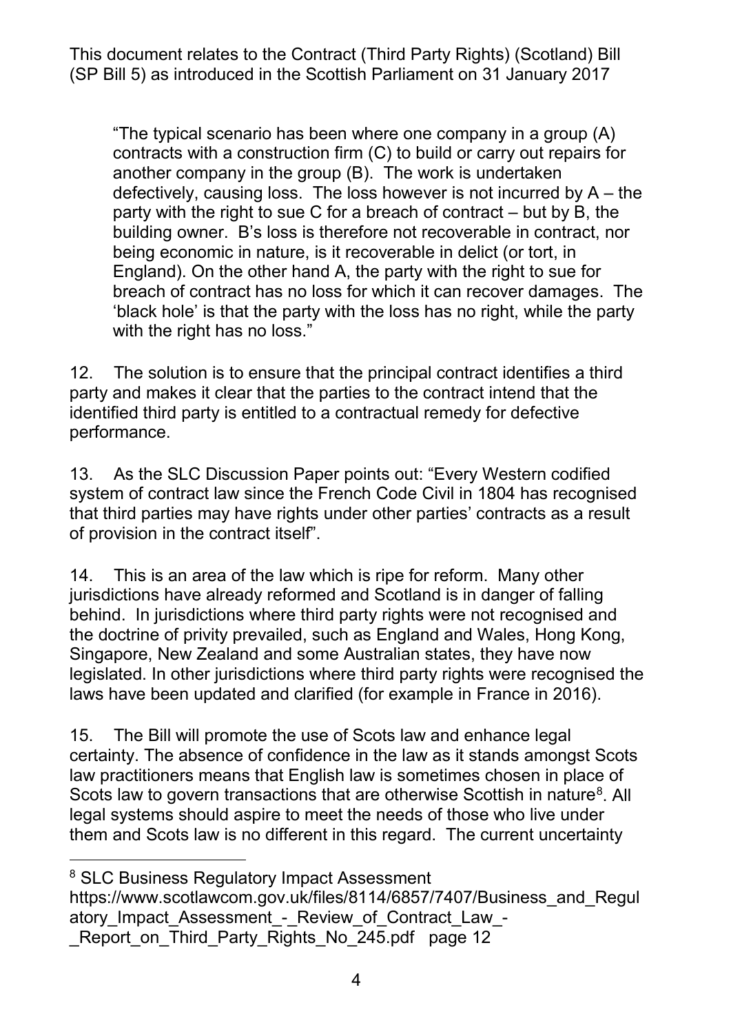"The typical scenario has been where one company in a group (A) contracts with a construction firm (C) to build or carry out repairs for another company in the group (B). The work is undertaken defectively, causing loss. The loss however is not incurred by A – the party with the right to sue C for a breach of contract – but by B, the building owner. B's loss is therefore not recoverable in contract, nor being economic in nature, is it recoverable in delict (or tort, in England). On the other hand A, the party with the right to sue for breach of contract has no loss for which it can recover damages. The 'black hole' is that the party with the loss has no right, while the party with the right has no loss."

12. The solution is to ensure that the principal contract identifies a third party and makes it clear that the parties to the contract intend that the identified third party is entitled to a contractual remedy for defective performance.

13. As the SLC Discussion Paper points out: "Every Western codified system of contract law since the French Code Civil in 1804 has recognised that third parties may have rights under other parties' contracts as a result of provision in the contract itself".

14. This is an area of the law which is ripe for reform. Many other jurisdictions have already reformed and Scotland is in danger of falling behind. In jurisdictions where third party rights were not recognised and the doctrine of privity prevailed, such as England and Wales, Hong Kong, Singapore, New Zealand and some Australian states, they have now legislated. In other jurisdictions where third party rights were recognised the laws have been updated and clarified (for example in France in 2016).

15. The Bill will promote the use of Scots law and enhance legal certainty. The absence of confidence in the law as it stands amongst Scots law practitioners means that English law is sometimes chosen in place of Scots law to govern transactions that are otherwise Scottish in nature[8]. All legal systems should aspire to meet the needs of those who live under them and Scots law is no different in this regard. The current uncertainty

---

[8] SLC Business Regulatory Impact Assessment https://www.scotlawcom.gov.uk/files/8114/6857/7407/Business_and_Regulatory_Impact_Assessment_-_Review_of_Contract_Law_-_Report_on_Third_Party_Rights_No_245.pdf page 12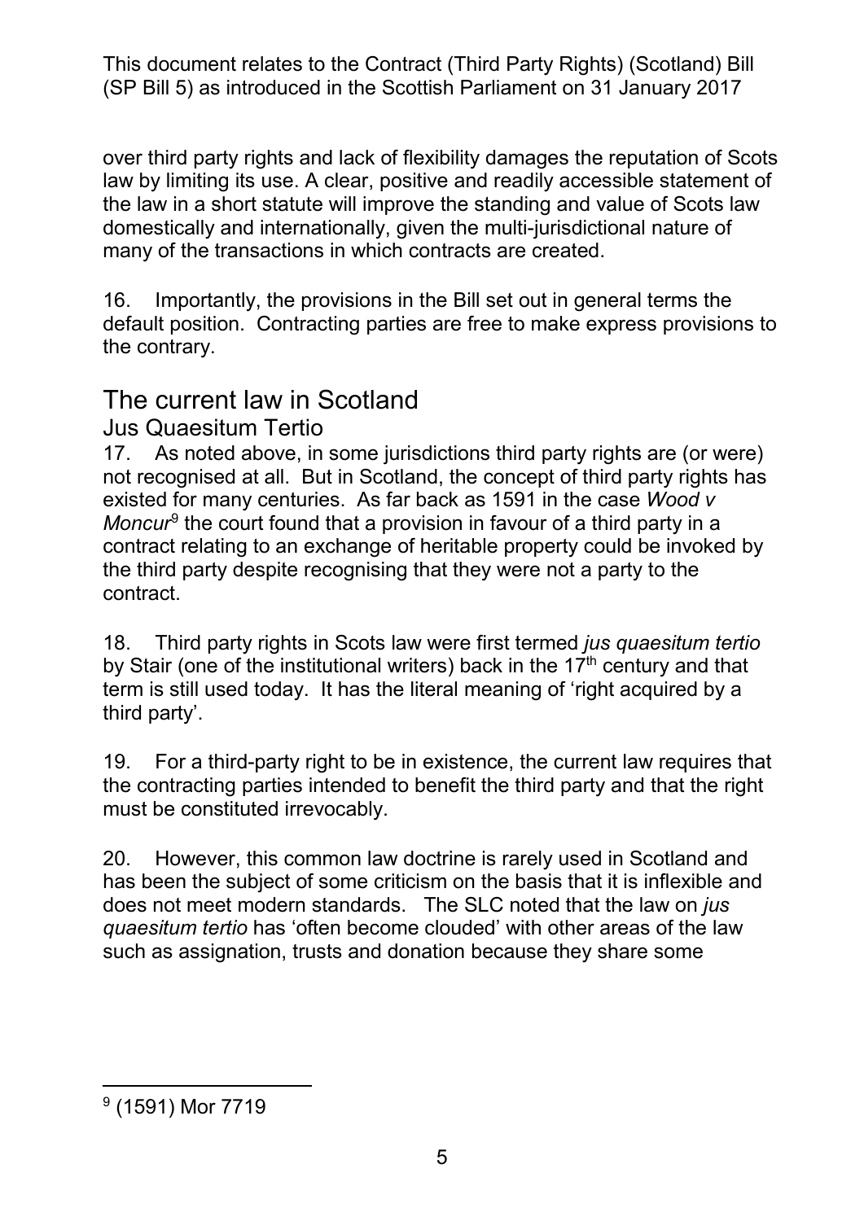over third party rights and lack of flexibility damages the reputation of Scots law by limiting its use. A clear, positive and readily accessible statement of the law in a short statute will improve the standing and value of Scots law domestically and internationally, given the multi-jurisdictional nature of many of the transactions in which contracts are created.

16. Importantly, the provisions in the Bill set out in general terms the default position. Contracting parties are free to make express provisions to the contrary.

## The current law in Scotland

### Jus Quaesitum Tertio

17. As noted above, in some jurisdictions third party rights are (or were) not recognised at all. But in Scotland, the concept of third party rights has existed for many centuries. As far back as 1591 in the case *Wood v Moncur*[9] the court found that a provision in favour of a third party in a contract relating to an exchange of heritable property could be invoked by the third party despite recognising that they were not a party to the contract.

18. Third party rights in Scots law were first termed *jus quaesitum tertio* by Stair (one of the institutional writers) back in the 17th century and that term is still used today. It has the literal meaning of 'right acquired by a third party'.

19. For a third-party right to be in existence, the current law requires that the contracting parties intended to benefit the third party and that the right must be constituted irrevocably.

20. However, this common law doctrine is rarely used in Scotland and has been the subject of some criticism on the basis that it is inflexible and does not meet modern standards. The SLC noted that the law on *jus quaesitum tertio* has 'often become clouded' with other areas of the law such as assignation, trusts and donation because they share some

[9] (1591) Mor 7719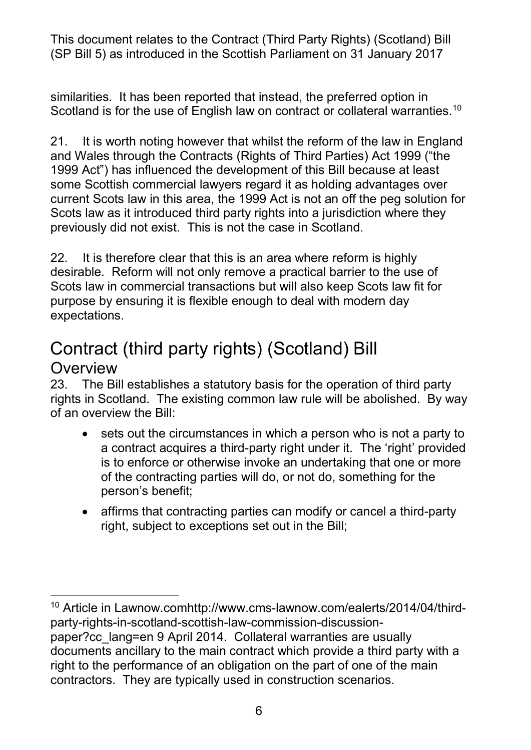similarities. It has been reported that instead, the preferred option in Scotland is for the use of English law on contract or collateral warranties.[10]

21. It is worth noting however that whilst the reform of the law in England and Wales through the Contracts (Rights of Third Parties) Act 1999 ("the 1999 Act") has influenced the development of this Bill because at least some Scottish commercial lawyers regard it as holding advantages over current Scots law in this area, the 1999 Act is not an off the peg solution for Scots law as it introduced third party rights into a jurisdiction where they previously did not exist. This is not the case in Scotland.

22. It is therefore clear that this is an area where reform is highly desirable. Reform will not only remove a practical barrier to the use of Scots law in commercial transactions but will also keep Scots law fit for purpose by ensuring it is flexible enough to deal with modern day expectations.

# Contract (third party rights) (Scotland) Bill

## Overview

23. The Bill establishes a statutory basis for the operation of third party rights in Scotland. The existing common law rule will be abolished. By way of an overview the Bill:

- sets out the circumstances in which a person who is not a party to a contract acquires a third-party right under it. The 'right' provided is to enforce or otherwise invoke an undertaking that one or more of the contracting parties will do, or not do, something for the person's benefit;
- affirms that contracting parties can modify or cancel a third-party right, subject to exceptions set out in the Bill;

---

[10] Article in Lawnow.comhttp://www.cms-lawnow.com/ealerts/2014/04/third-party-rights-in-scotland-scottish-law-commission-discussion-paper?cc_lang=en 9 April 2014. Collateral warranties are usually documents ancillary to the main contract which provide a third party with a right to the performance of an obligation on the part of one of the main contractors. They are typically used in construction scenarios.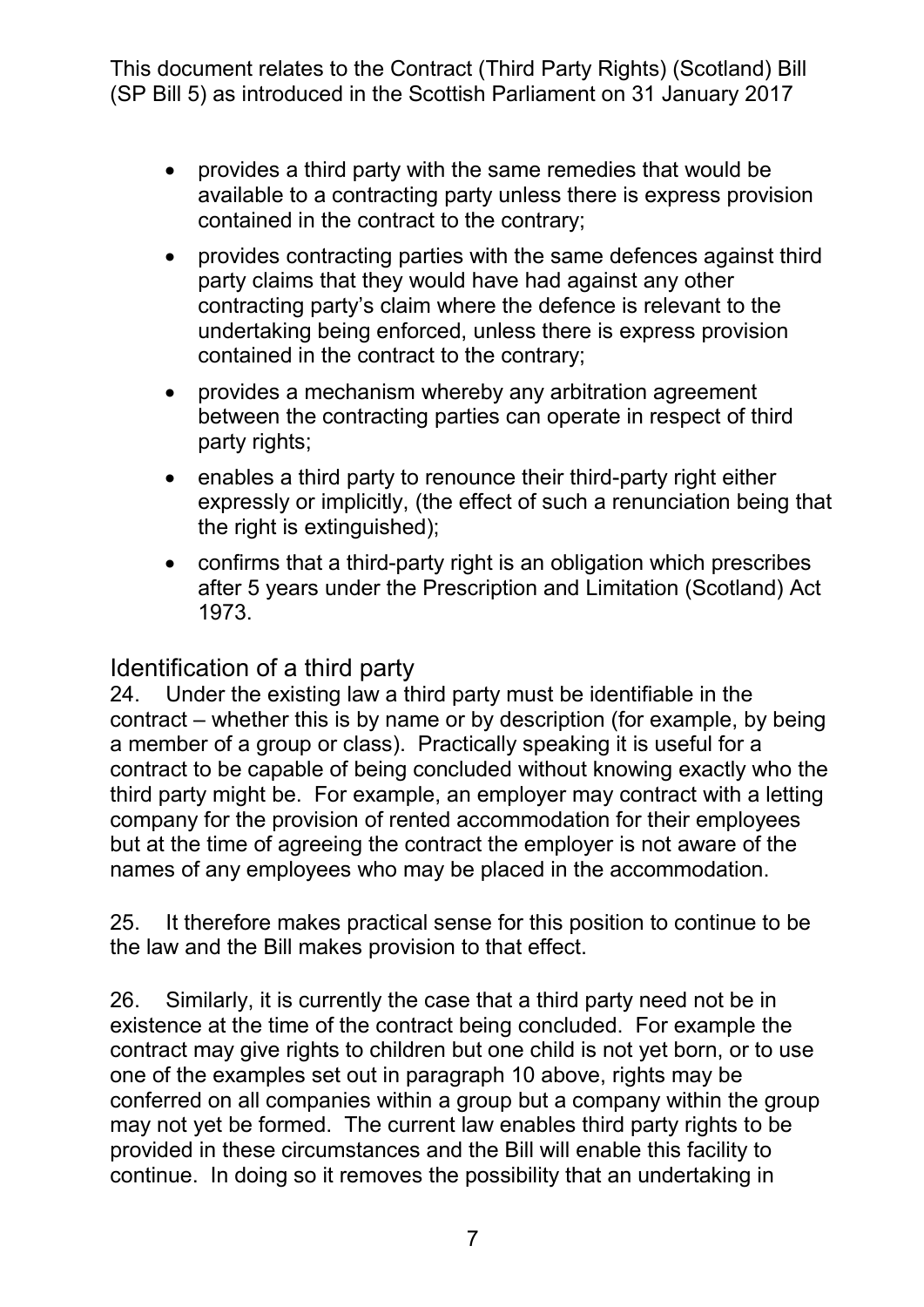- provides a third party with the same remedies that would be available to a contracting party unless there is express provision contained in the contract to the contrary;
- provides contracting parties with the same defences against third party claims that they would have had against any other contracting party's claim where the defence is relevant to the undertaking being enforced, unless there is express provision contained in the contract to the contrary;
- provides a mechanism whereby any arbitration agreement between the contracting parties can operate in respect of third party rights;
- enables a third party to renounce their third-party right either expressly or implicitly, (the effect of such a renunciation being that the right is extinguished);
- confirms that a third-party right is an obligation which prescribes after 5 years under the Prescription and Limitation (Scotland) Act 1973.

## Identification of a third party

24. Under the existing law a third party must be identifiable in the contract – whether this is by name or by description (for example, by being a member of a group or class). Practically speaking it is useful for a contract to be capable of being concluded without knowing exactly who the third party might be. For example, an employer may contract with a letting company for the provision of rented accommodation for their employees but at the time of agreeing the contract the employer is not aware of the names of any employees who may be placed in the accommodation.

25. It therefore makes practical sense for this position to continue to be the law and the Bill makes provision to that effect.

26. Similarly, it is currently the case that a third party need not be in existence at the time of the contract being concluded. For example the contract may give rights to children but one child is not yet born, or to use one of the examples set out in paragraph 10 above, rights may be conferred on all companies within a group but a company within the group may not yet be formed. The current law enables third party rights to be provided in these circumstances and the Bill will enable this facility to continue. In doing so it removes the possibility that an undertaking in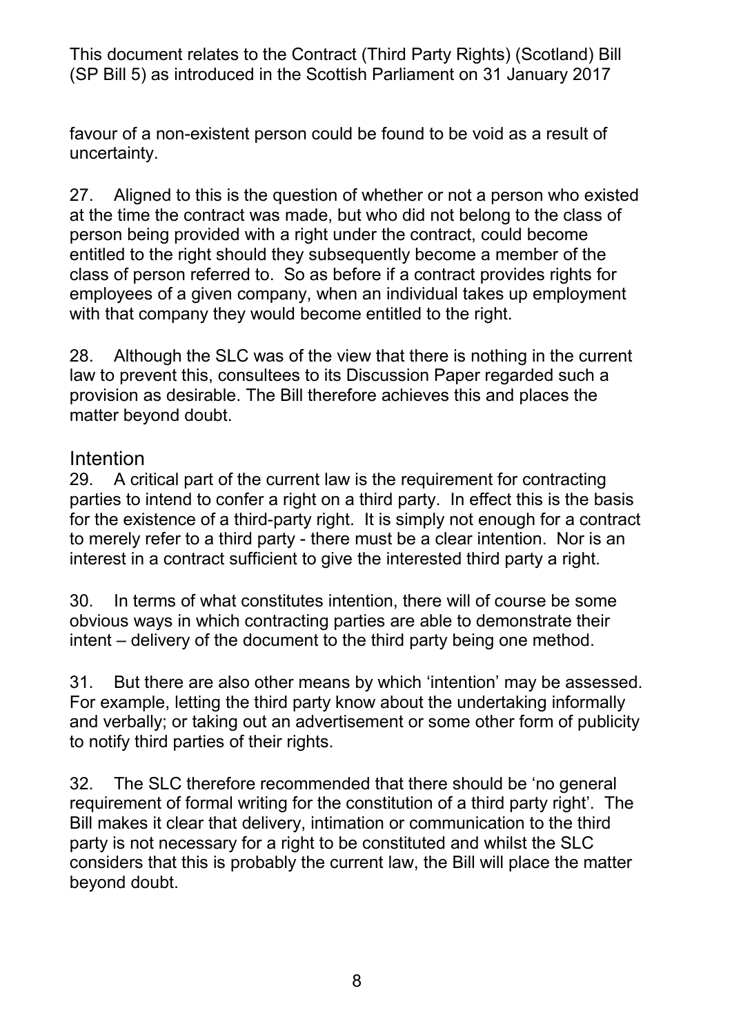favour of a non-existent person could be found to be void as a result of uncertainty.

27. Aligned to this is the question of whether or not a person who existed at the time the contract was made, but who did not belong to the class of person being provided with a right under the contract, could become entitled to the right should they subsequently become a member of the class of person referred to. So as before if a contract provides rights for employees of a given company, when an individual takes up employment with that company they would become entitled to the right.

28. Although the SLC was of the view that there is nothing in the current law to prevent this, consultees to its Discussion Paper regarded such a provision as desirable. The Bill therefore achieves this and places the matter beyond doubt.

## Intention

29. A critical part of the current law is the requirement for contracting parties to intend to confer a right on a third party. In effect this is the basis for the existence of a third-party right. It is simply not enough for a contract to merely refer to a third party - there must be a clear intention. Nor is an interest in a contract sufficient to give the interested third party a right.

30. In terms of what constitutes intention, there will of course be some obvious ways in which contracting parties are able to demonstrate their intent – delivery of the document to the third party being one method.

31. But there are also other means by which 'intention' may be assessed. For example, letting the third party know about the undertaking informally and verbally; or taking out an advertisement or some other form of publicity to notify third parties of their rights.

32. The SLC therefore recommended that there should be 'no general requirement of formal writing for the constitution of a third party right'. The Bill makes it clear that delivery, intimation or communication to the third party is not necessary for a right to be constituted and whilst the SLC considers that this is probably the current law, the Bill will place the matter beyond doubt.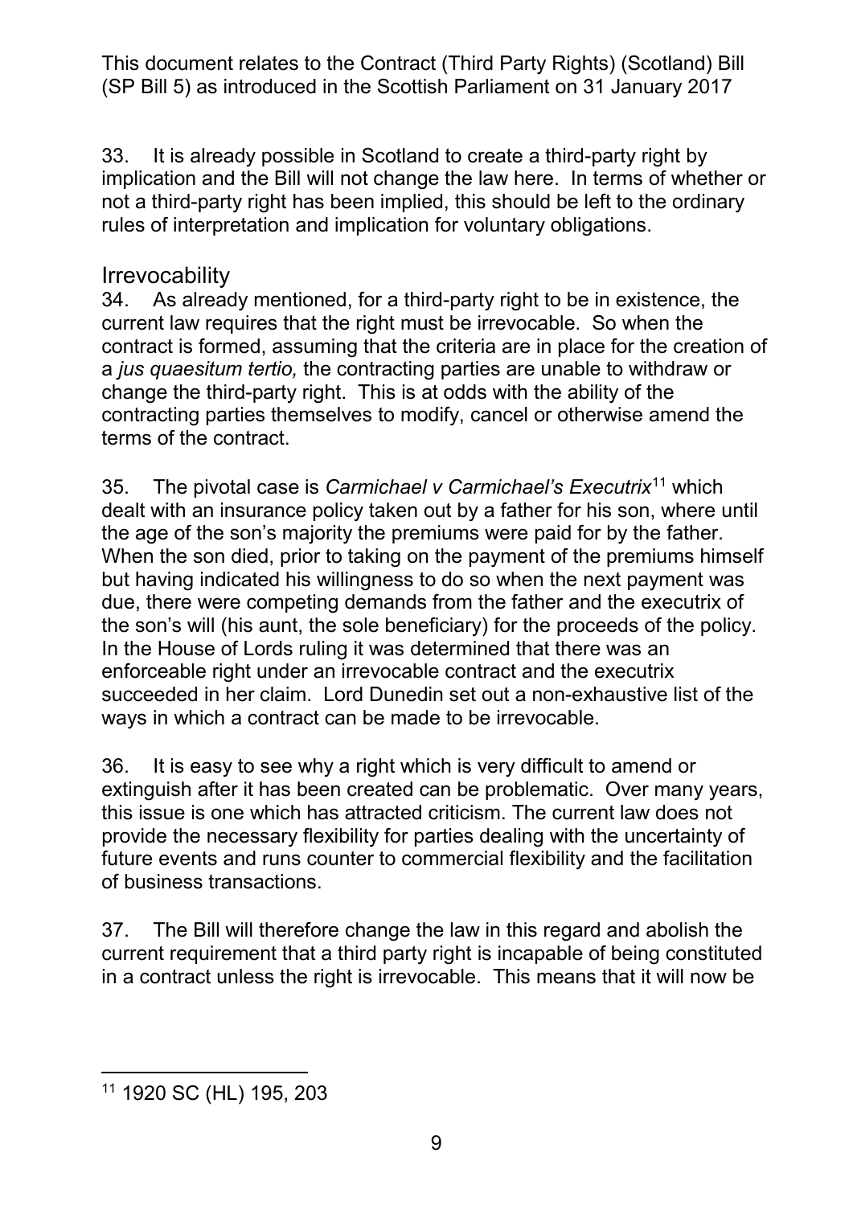33. It is already possible in Scotland to create a third-party right by implication and the Bill will not change the law here. In terms of whether or not a third-party right has been implied, this should be left to the ordinary rules of interpretation and implication for voluntary obligations.

## Irrevocability

34. As already mentioned, for a third-party right to be in existence, the current law requires that the right must be irrevocable. So when the contract is formed, assuming that the criteria are in place for the creation of a *jus quaesitum tertio,* the contracting parties are unable to withdraw or change the third-party right. This is at odds with the ability of the contracting parties themselves to modify, cancel or otherwise amend the terms of the contract.

35. The pivotal case is *Carmichael v Carmichael's Executrix*[11] which dealt with an insurance policy taken out by a father for his son, where until the age of the son's majority the premiums were paid for by the father. When the son died, prior to taking on the payment of the premiums himself but having indicated his willingness to do so when the next payment was due, there were competing demands from the father and the executrix of the son's will (his aunt, the sole beneficiary) for the proceeds of the policy. In the House of Lords ruling it was determined that there was an enforceable right under an irrevocable contract and the executrix succeeded in her claim. Lord Dunedin set out a non-exhaustive list of the ways in which a contract can be made to be irrevocable.

36. It is easy to see why a right which is very difficult to amend or extinguish after it has been created can be problematic. Over many years, this issue is one which has attracted criticism. The current law does not provide the necessary flexibility for parties dealing with the uncertainty of future events and runs counter to commercial flexibility and the facilitation of business transactions.

37. The Bill will therefore change the law in this regard and abolish the current requirement that a third party right is incapable of being constituted in a contract unless the right is irrevocable. This means that it will now be

[11] 1920 SC (HL) 195, 203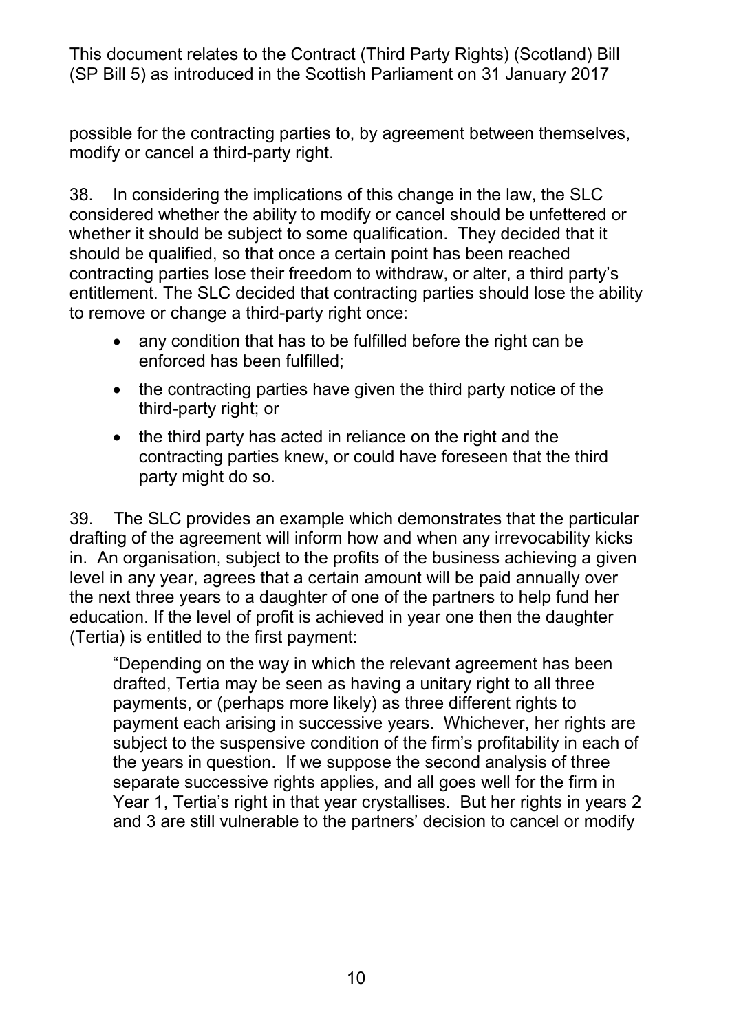possible for the contracting parties to, by agreement between themselves, modify or cancel a third-party right.

38. In considering the implications of this change in the law, the SLC considered whether the ability to modify or cancel should be unfettered or whether it should be subject to some qualification. They decided that it should be qualified, so that once a certain point has been reached contracting parties lose their freedom to withdraw, or alter, a third party's entitlement. The SLC decided that contracting parties should lose the ability to remove or change a third-party right once:

- any condition that has to be fulfilled before the right can be enforced has been fulfilled;
- the contracting parties have given the third party notice of the third-party right; or
- the third party has acted in reliance on the right and the contracting parties knew, or could have foreseen that the third party might do so.

39. The SLC provides an example which demonstrates that the particular drafting of the agreement will inform how and when any irrevocability kicks in. An organisation, subject to the profits of the business achieving a given level in any year, agrees that a certain amount will be paid annually over the next three years to a daughter of one of the partners to help fund her education. If the level of profit is achieved in year one then the daughter (Tertia) is entitled to the first payment:

> "Depending on the way in which the relevant agreement has been drafted, Tertia may be seen as having a unitary right to all three payments, or (perhaps more likely) as three different rights to payment each arising in successive years. Whichever, her rights are subject to the suspensive condition of the firm's profitability in each of the years in question. If we suppose the second analysis of three separate successive rights applies, and all goes well for the firm in Year 1, Tertia's right in that year crystallises. But her rights in years 2 and 3 are still vulnerable to the partners' decision to cancel or modify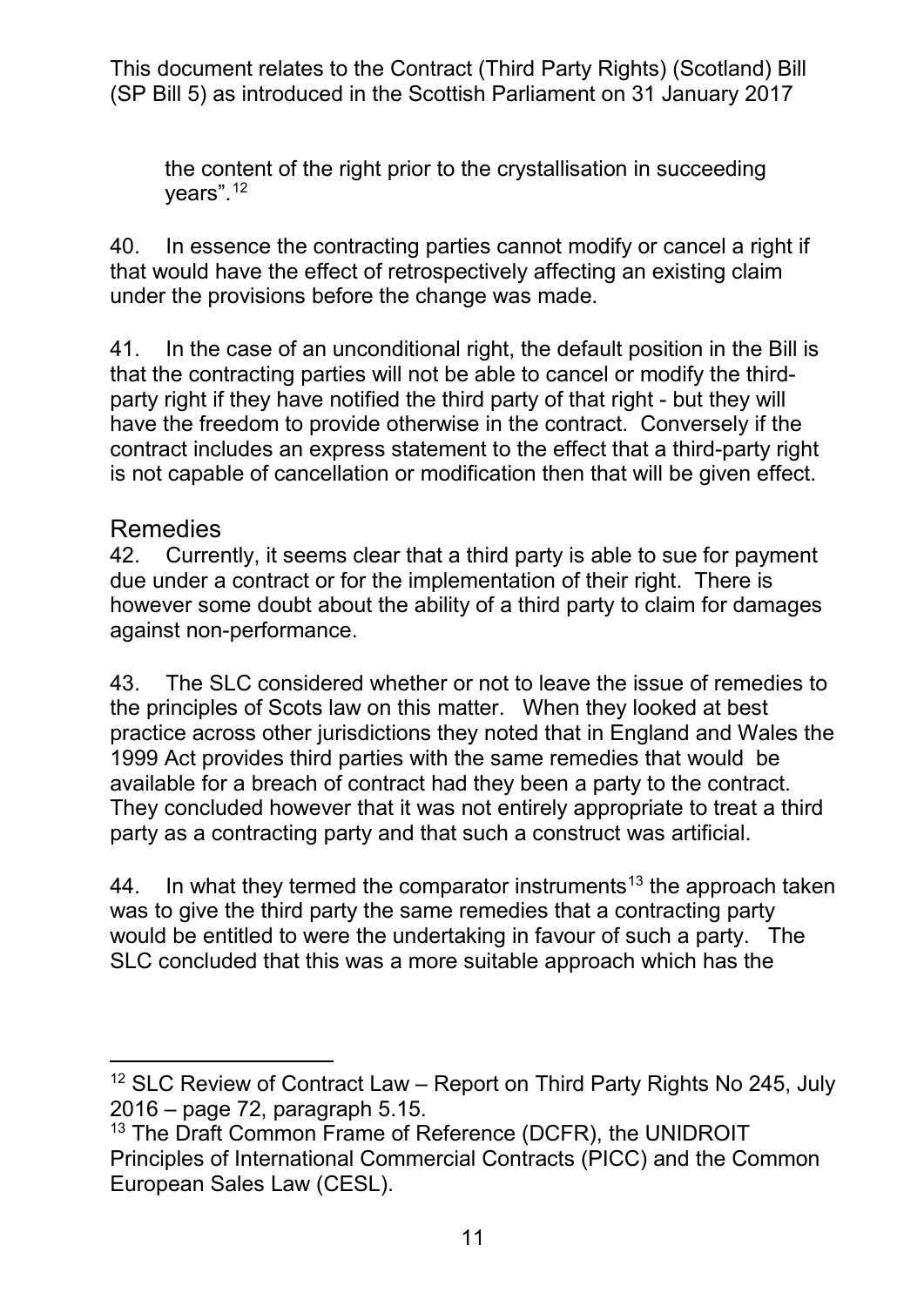the content of the right prior to the crystallisation in succeeding years".[12]

40. In essence the contracting parties cannot modify or cancel a right if that would have the effect of retrospectively affecting an existing claim under the provisions before the change was made.

41. In the case of an unconditional right, the default position in the Bill is that the contracting parties will not be able to cancel or modify the third-party right if they have notified the third party of that right - but they will have the freedom to provide otherwise in the contract. Conversely if the contract includes an express statement to the effect that a third-party right is not capable of cancellation or modification then that will be given effect.

## Remedies

42. Currently, it seems clear that a third party is able to sue for payment due under a contract or for the implementation of their right. There is however some doubt about the ability of a third party to claim for damages against non-performance.

43. The SLC considered whether or not to leave the issue of remedies to the principles of Scots law on this matter. When they looked at best practice across other jurisdictions they noted that in England and Wales the 1999 Act provides third parties with the same remedies that would be available for a breach of contract had they been a party to the contract. They concluded however that it was not entirely appropriate to treat a third party as a contracting party and that such a construct was artificial.

44. In what they termed the comparator instruments[13] the approach taken was to give the third party the same remedies that a contracting party would be entitled to were the undertaking in favour of such a party. The SLC concluded that this was a more suitable approach which has the

---

[12] SLC Review of Contract Law – Report on Third Party Rights No 245, July 2016 – page 72, paragraph 5.15.

[13] The Draft Common Frame of Reference (DCFR), the UNIDROIT Principles of International Commercial Contracts (PICC) and the Common European Sales Law (CESL).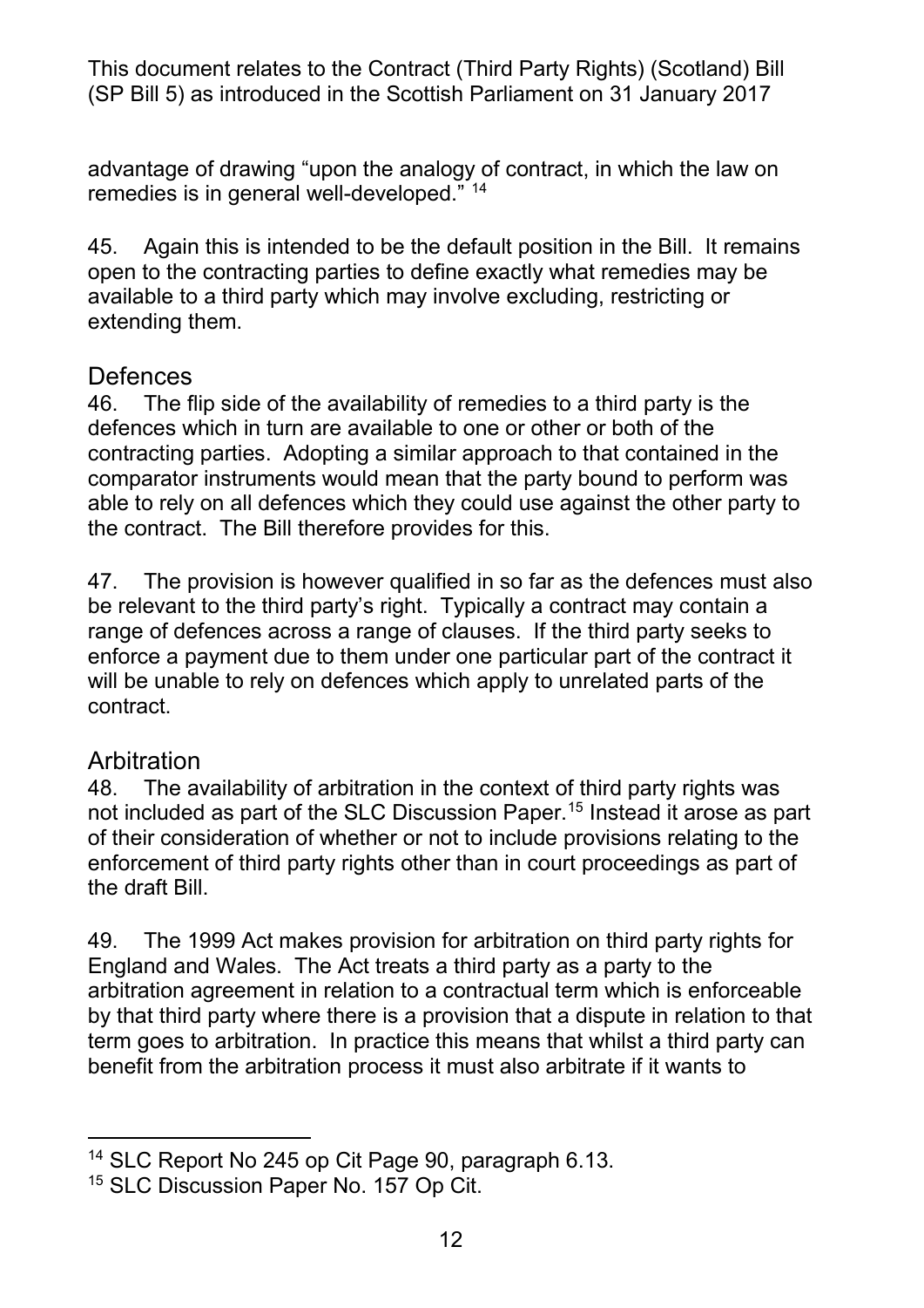advantage of drawing "upon the analogy of contract, in which the law on remedies is in general well-developed." [14]

45. Again this is intended to be the default position in the Bill. It remains open to the contracting parties to define exactly what remedies may be available to a third party which may involve excluding, restricting or extending them.

## Defences

46. The flip side of the availability of remedies to a third party is the defences which in turn are available to one or other or both of the contracting parties. Adopting a similar approach to that contained in the comparator instruments would mean that the party bound to perform was able to rely on all defences which they could use against the other party to the contract. The Bill therefore provides for this.

47. The provision is however qualified in so far as the defences must also be relevant to the third party's right. Typically a contract may contain a range of defences across a range of clauses. If the third party seeks to enforce a payment due to them under one particular part of the contract it will be unable to rely on defences which apply to unrelated parts of the contract.

## Arbitration

48. The availability of arbitration in the context of third party rights was not included as part of the SLC Discussion Paper.[15] Instead it arose as part of their consideration of whether or not to include provisions relating to the enforcement of third party rights other than in court proceedings as part of the draft Bill.

49. The 1999 Act makes provision for arbitration on third party rights for England and Wales. The Act treats a third party as a party to the arbitration agreement in relation to a contractual term which is enforceable by that third party where there is a provision that a dispute in relation to that term goes to arbitration. In practice this means that whilst a third party can benefit from the arbitration process it must also arbitrate if it wants to

---

[14] SLC Report No 245 op Cit Page 90, paragraph 6.13.

[15] SLC Discussion Paper No. 157 Op Cit.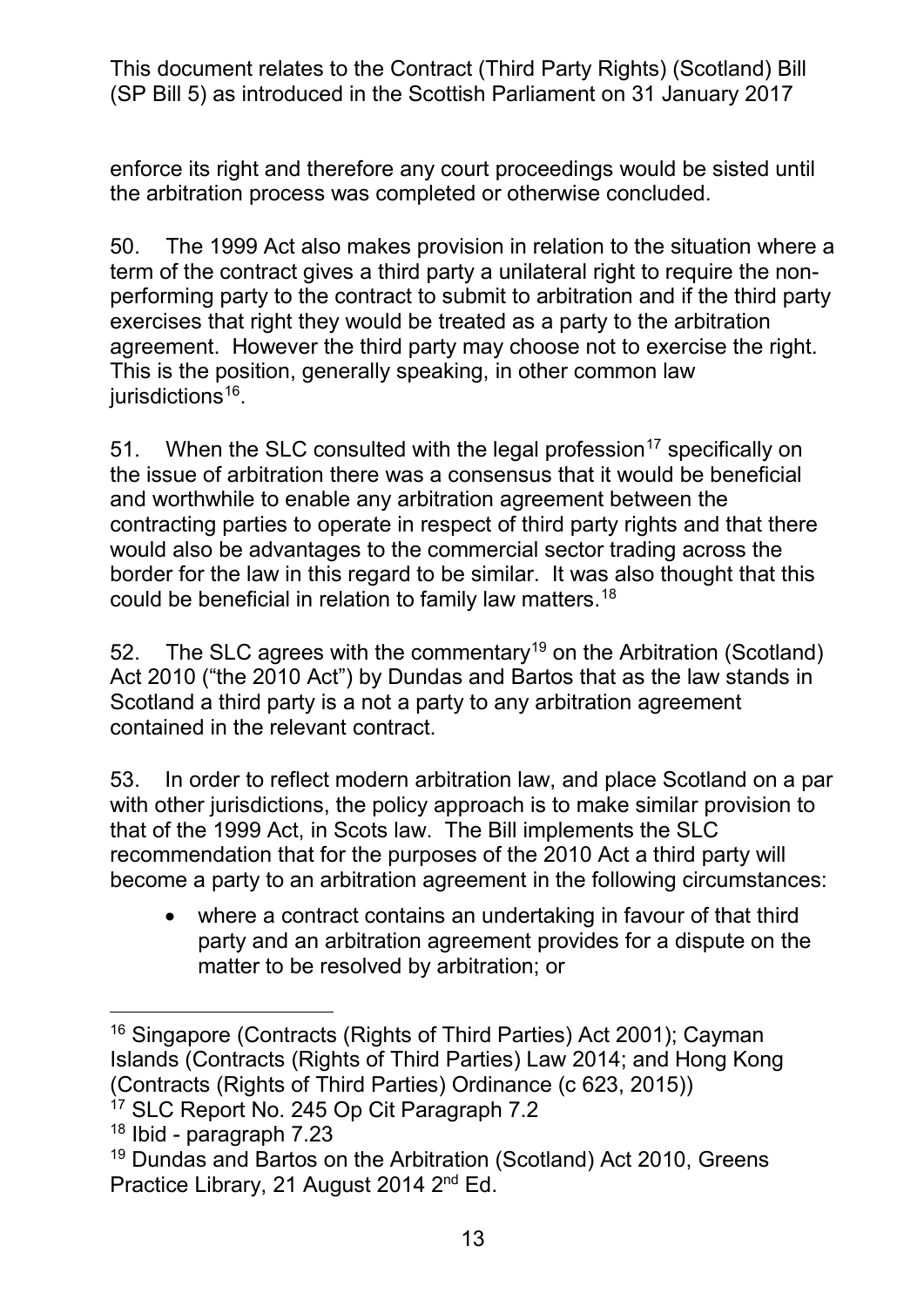enforce its right and therefore any court proceedings would be sisted until the arbitration process was completed or otherwise concluded.

50. The 1999 Act also makes provision in relation to the situation where a term of the contract gives a third party a unilateral right to require the non-performing party to the contract to submit to arbitration and if the third party exercises that right they would be treated as a party to the arbitration agreement. However the third party may choose not to exercise the right. This is the position, generally speaking, in other common law jurisdictions[16].

51. When the SLC consulted with the legal profession[17] specifically on the issue of arbitration there was a consensus that it would be beneficial and worthwhile to enable any arbitration agreement between the contracting parties to operate in respect of third party rights and that there would also be advantages to the commercial sector trading across the border for the law in this regard to be similar. It was also thought that this could be beneficial in relation to family law matters.[18]

52. The SLC agrees with the commentary[19] on the Arbitration (Scotland) Act 2010 ("the 2010 Act") by Dundas and Bartos that as the law stands in Scotland a third party is a not a party to any arbitration agreement contained in the relevant contract.

53. In order to reflect modern arbitration law, and place Scotland on a par with other jurisdictions, the policy approach is to make similar provision to that of the 1999 Act, in Scots law. The Bill implements the SLC recommendation that for the purposes of the 2010 Act a third party will become a party to an arbitration agreement in the following circumstances:

- where a contract contains an undertaking in favour of that third party and an arbitration agreement provides for a dispute on the matter to be resolved by arbitration; or

---

[16] Singapore (Contracts (Rights of Third Parties) Act 2001); Cayman Islands (Contracts (Rights of Third Parties) Law 2014; and Hong Kong (Contracts (Rights of Third Parties) Ordinance (c 623, 2015))

[17] SLC Report No. 245 Op Cit Paragraph 7.2

[18] Ibid - paragraph 7.23

[19] Dundas and Bartos on the Arbitration (Scotland) Act 2010, Greens Practice Library, 21 August 2014 2nd Ed.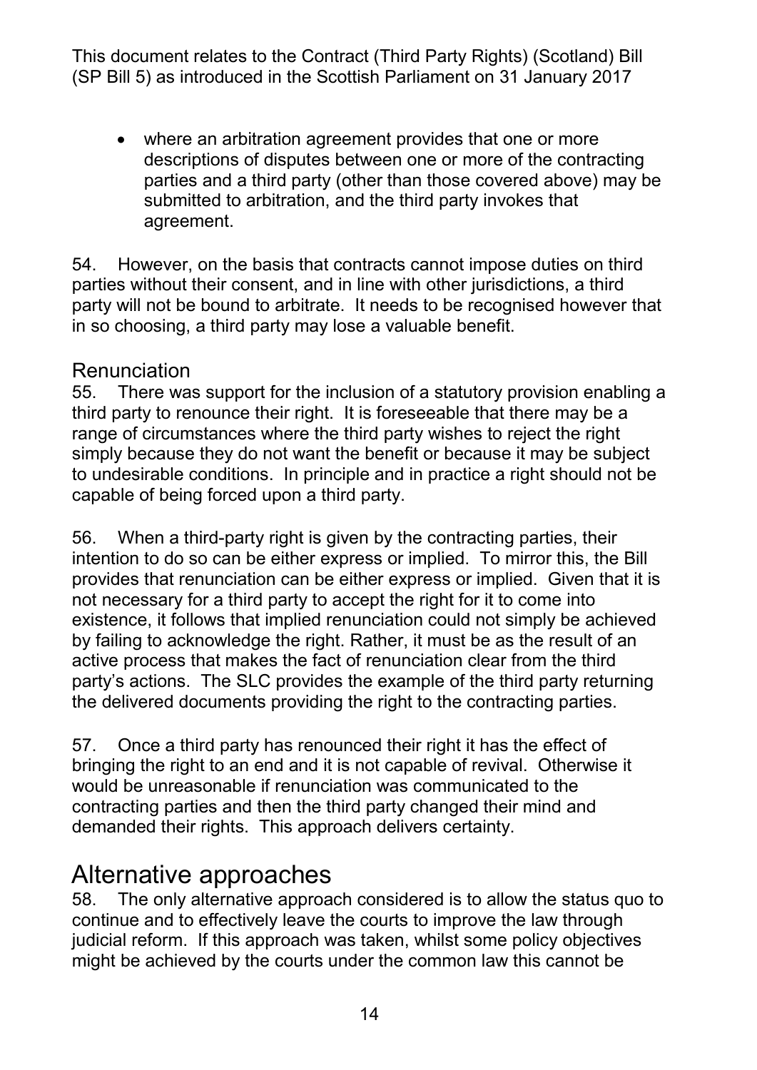- where an arbitration agreement provides that one or more descriptions of disputes between one or more of the contracting parties and a third party (other than those covered above) may be submitted to arbitration, and the third party invokes that agreement.

54. However, on the basis that contracts cannot impose duties on third parties without their consent, and in line with other jurisdictions, a third party will not be bound to arbitrate. It needs to be recognised however that in so choosing, a third party may lose a valuable benefit.

### Renunciation

55. There was support for the inclusion of a statutory provision enabling a third party to renounce their right. It is foreseeable that there may be a range of circumstances where the third party wishes to reject the right simply because they do not want the benefit or because it may be subject to undesirable conditions. In principle and in practice a right should not be capable of being forced upon a third party.

56. When a third-party right is given by the contracting parties, their intention to do so can be either express or implied. To mirror this, the Bill provides that renunciation can be either express or implied. Given that it is not necessary for a third party to accept the right for it to come into existence, it follows that implied renunciation could not simply be achieved by failing to acknowledge the right. Rather, it must be as the result of an active process that makes the fact of renunciation clear from the third party's actions. The SLC provides the example of the third party returning the delivered documents providing the right to the contracting parties.

57. Once a third party has renounced their right it has the effect of bringing the right to an end and it is not capable of revival. Otherwise it would be unreasonable if renunciation was communicated to the contracting parties and then the third party changed their mind and demanded their rights. This approach delivers certainty.

## Alternative approaches

58. The only alternative approach considered is to allow the status quo to continue and to effectively leave the courts to improve the law through judicial reform. If this approach was taken, whilst some policy objectives might be achieved by the courts under the common law this cannot be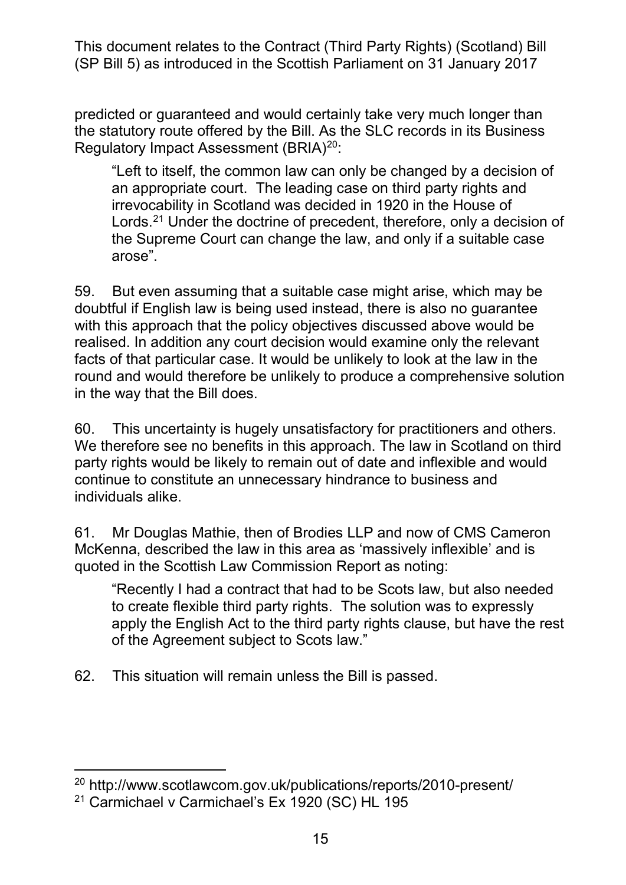predicted or guaranteed and would certainly take very much longer than the statutory route offered by the Bill. As the SLC records in its Business Regulatory Impact Assessment (BRIA)[20]:

> "Left to itself, the common law can only be changed by a decision of an appropriate court. The leading case on third party rights and irrevocability in Scotland was decided in 1920 in the House of Lords.[21] Under the doctrine of precedent, therefore, only a decision of the Supreme Court can change the law, and only if a suitable case arose".

59. But even assuming that a suitable case might arise, which may be doubtful if English law is being used instead, there is also no guarantee with this approach that the policy objectives discussed above would be realised. In addition any court decision would examine only the relevant facts of that particular case. It would be unlikely to look at the law in the round and would therefore be unlikely to produce a comprehensive solution in the way that the Bill does.

60. This uncertainty is hugely unsatisfactory for practitioners and others. We therefore see no benefits in this approach. The law in Scotland on third party rights would be likely to remain out of date and inflexible and would continue to constitute an unnecessary hindrance to business and individuals alike.

61. Mr Douglas Mathie, then of Brodies LLP and now of CMS Cameron McKenna, described the law in this area as 'massively inflexible' and is quoted in the Scottish Law Commission Report as noting:

> "Recently I had a contract that had to be Scots law, but also needed to create flexible third party rights. The solution was to expressly apply the English Act to the third party rights clause, but have the rest of the Agreement subject to Scots law."

62. This situation will remain unless the Bill is passed.

---

[20] http://www.scotlawcom.gov.uk/publications/reports/2010-present/

[21] Carmichael v Carmichael's Ex 1920 (SC) HL 195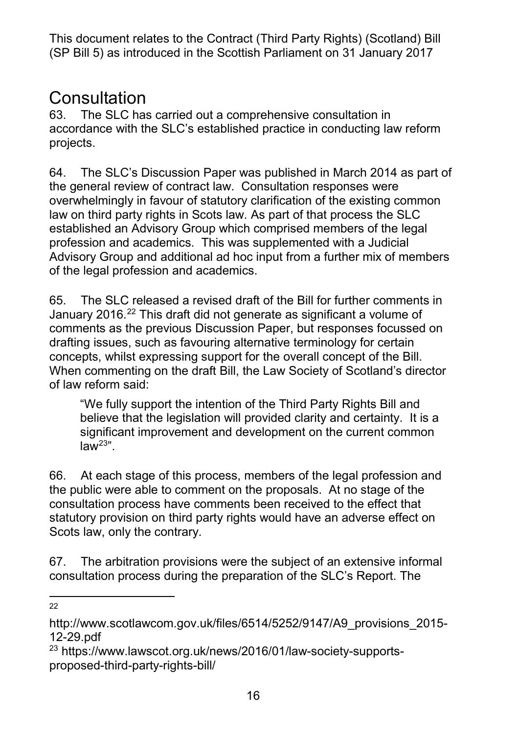This document relates to the Contract (Third Party Rights) (Scotland) Bill (SP Bill 5) as introduced in the Scottish Parliament on 31 January 2017

# Consultation

63. The SLC has carried out a comprehensive consultation in accordance with the SLC's established practice in conducting law reform projects.

64. The SLC's Discussion Paper was published in March 2014 as part of the general review of contract law. Consultation responses were overwhelmingly in favour of statutory clarification of the existing common law on third party rights in Scots law. As part of that process the SLC established an Advisory Group which comprised members of the legal profession and academics. This was supplemented with a Judicial Advisory Group and additional ad hoc input from a further mix of members of the legal profession and academics.

65. The SLC released a revised draft of the Bill for further comments in January 2016.[22] This draft did not generate as significant a volume of comments as the previous Discussion Paper, but responses focussed on drafting issues, such as favouring alternative terminology for certain concepts, whilst expressing support for the overall concept of the Bill. When commenting on the draft Bill, the Law Society of Scotland's director of law reform said:

> "We fully support the intention of the Third Party Rights Bill and believe that the legislation will provided clarity and certainty. It is a significant improvement and development on the current common law[23]".

66. At each stage of this process, members of the legal profession and the public were able to comment on the proposals. At no stage of the consultation process have comments been received to the effect that statutory provision on third party rights would have an adverse effect on Scots law, only the contrary.

67. The arbitration provisions were the subject of an extensive informal consultation process during the preparation of the SLC's Report. The

---

[22] http://www.scotlawcom.gov.uk/files/6514/5252/9147/A9_provisions_2015-12-29.pdf

[23] https://www.lawscot.org.uk/news/2016/01/law-society-supports-proposed-third-party-rights-bill/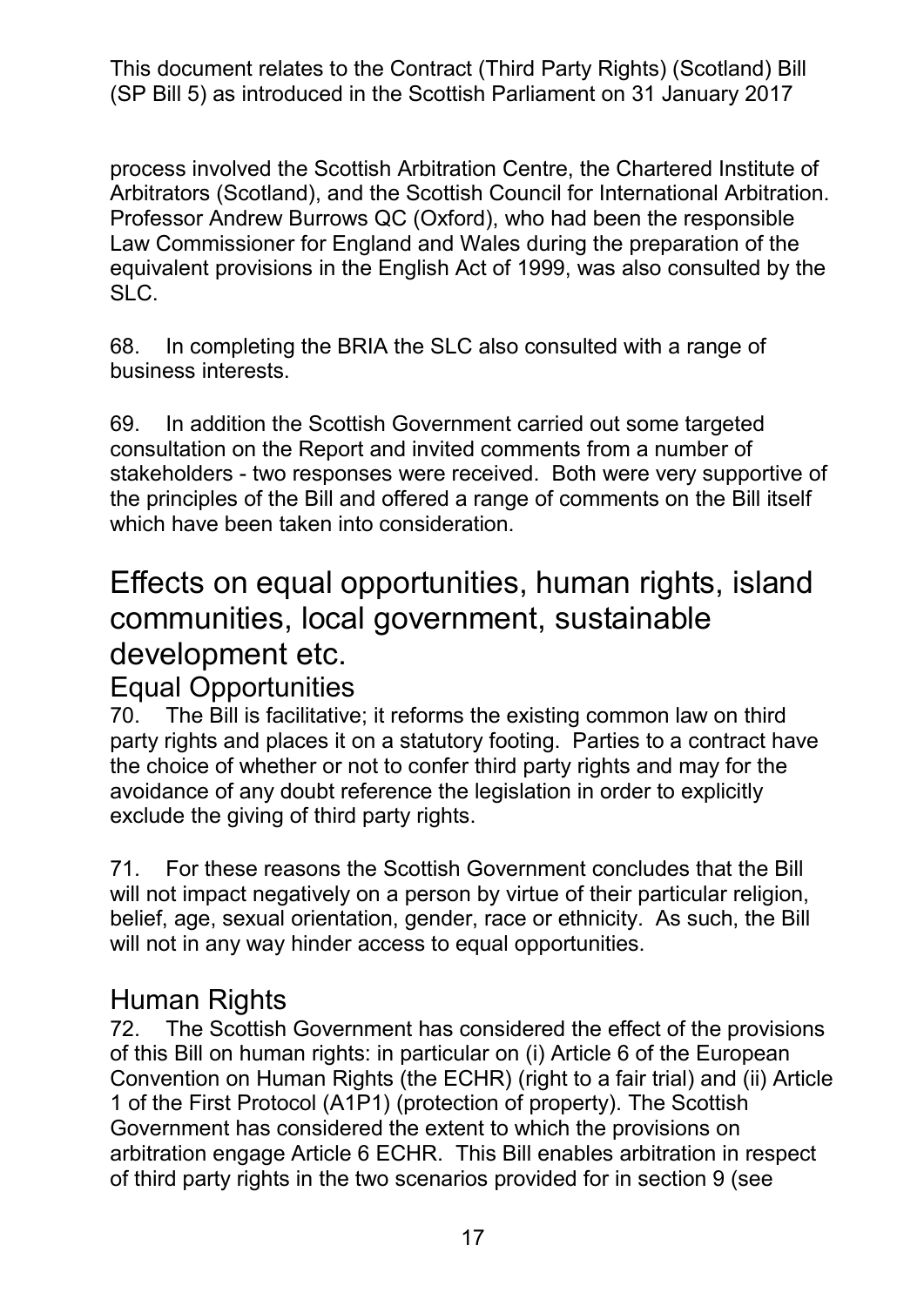process involved the Scottish Arbitration Centre, the Chartered Institute of Arbitrators (Scotland), and the Scottish Council for International Arbitration. Professor Andrew Burrows QC (Oxford), who had been the responsible Law Commissioner for England and Wales during the preparation of the equivalent provisions in the English Act of 1999, was also consulted by the SLC.

68. In completing the BRIA the SLC also consulted with a range of business interests.

69. In addition the Scottish Government carried out some targeted consultation on the Report and invited comments from a number of stakeholders - two responses were received. Both were very supportive of the principles of the Bill and offered a range of comments on the Bill itself which have been taken into consideration.

# Effects on equal opportunities, human rights, island communities, local government, sustainable development etc.

## Equal Opportunities

70. The Bill is facilitative; it reforms the existing common law on third party rights and places it on a statutory footing. Parties to a contract have the choice of whether or not to confer third party rights and may for the avoidance of any doubt reference the legislation in order to explicitly exclude the giving of third party rights.

71. For these reasons the Scottish Government concludes that the Bill will not impact negatively on a person by virtue of their particular religion, belief, age, sexual orientation, gender, race or ethnicity. As such, the Bill will not in any way hinder access to equal opportunities.

## Human Rights

72. The Scottish Government has considered the effect of the provisions of this Bill on human rights: in particular on (i) Article 6 of the European Convention on Human Rights (the ECHR) (right to a fair trial) and (ii) Article 1 of the First Protocol (A1P1) (protection of property). The Scottish Government has considered the extent to which the provisions on arbitration engage Article 6 ECHR. This Bill enables arbitration in respect of third party rights in the two scenarios provided for in section 9 (see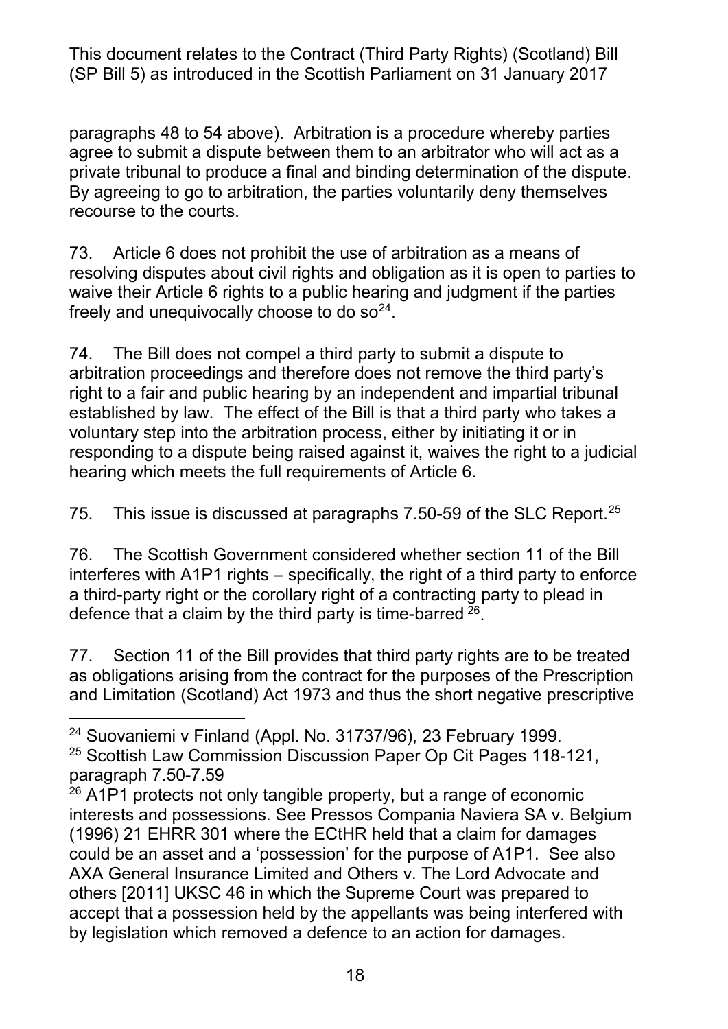paragraphs 48 to 54 above). Arbitration is a procedure whereby parties agree to submit a dispute between them to an arbitrator who will act as a private tribunal to produce a final and binding determination of the dispute. By agreeing to go to arbitration, the parties voluntarily deny themselves recourse to the courts.

73. Article 6 does not prohibit the use of arbitration as a means of resolving disputes about civil rights and obligation as it is open to parties to waive their Article 6 rights to a public hearing and judgment if the parties freely and unequivocally choose to do so[24].

74. The Bill does not compel a third party to submit a dispute to arbitration proceedings and therefore does not remove the third party's right to a fair and public hearing by an independent and impartial tribunal established by law. The effect of the Bill is that a third party who takes a voluntary step into the arbitration process, either by initiating it or in responding to a dispute being raised against it, waives the right to a judicial hearing which meets the full requirements of Article 6.

75. This issue is discussed at paragraphs 7.50-59 of the SLC Report.[25]

76. The Scottish Government considered whether section 11 of the Bill interferes with A1P1 rights – specifically, the right of a third party to enforce a third-party right or the corollary right of a contracting party to plead in defence that a claim by the third party is time-barred [26].

77. Section 11 of the Bill provides that third party rights are to be treated as obligations arising from the contract for the purposes of the Prescription and Limitation (Scotland) Act 1973 and thus the short negative prescriptive

---

[24] Suovaniemi v Finland (Appl. No. 31737/96), 23 February 1999.

[25] Scottish Law Commission Discussion Paper Op Cit Pages 118-121, paragraph 7.50-7.59

[26] A1P1 protects not only tangible property, but a range of economic interests and possessions. See Pressos Compania Naviera SA v. Belgium (1996) 21 EHRR 301 where the ECtHR held that a claim for damages could be an asset and a 'possession' for the purpose of A1P1. See also AXA General Insurance Limited and Others v. The Lord Advocate and others [2011] UKSC 46 in which the Supreme Court was prepared to accept that a possession held by the appellants was being interfered with by legislation which removed a defence to an action for damages.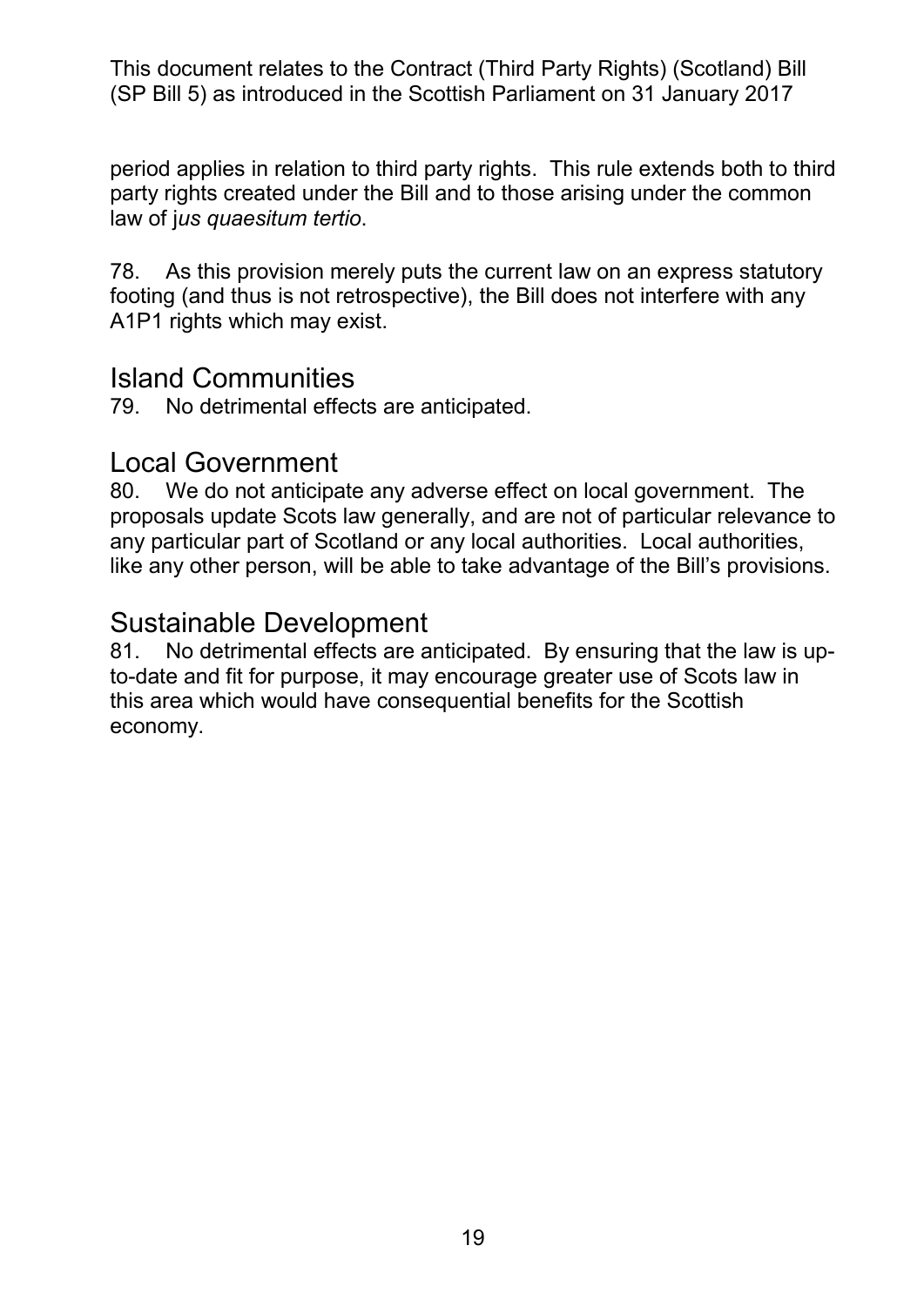period applies in relation to third party rights. This rule extends both to third party rights created under the Bill and to those arising under the common law of j*us quaesitum tertio*.

78. As this provision merely puts the current law on an express statutory footing (and thus is not retrospective), the Bill does not interfere with any A1P1 rights which may exist.

## Island Communities

79. No detrimental effects are anticipated.

## Local Government

80. We do not anticipate any adverse effect on local government. The proposals update Scots law generally, and are not of particular relevance to any particular part of Scotland or any local authorities. Local authorities, like any other person, will be able to take advantage of the Bill's provisions.

## Sustainable Development

81. No detrimental effects are anticipated. By ensuring that the law is up-to-date and fit for purpose, it may encourage greater use of Scots law in this area which would have consequential benefits for the Scottish economy.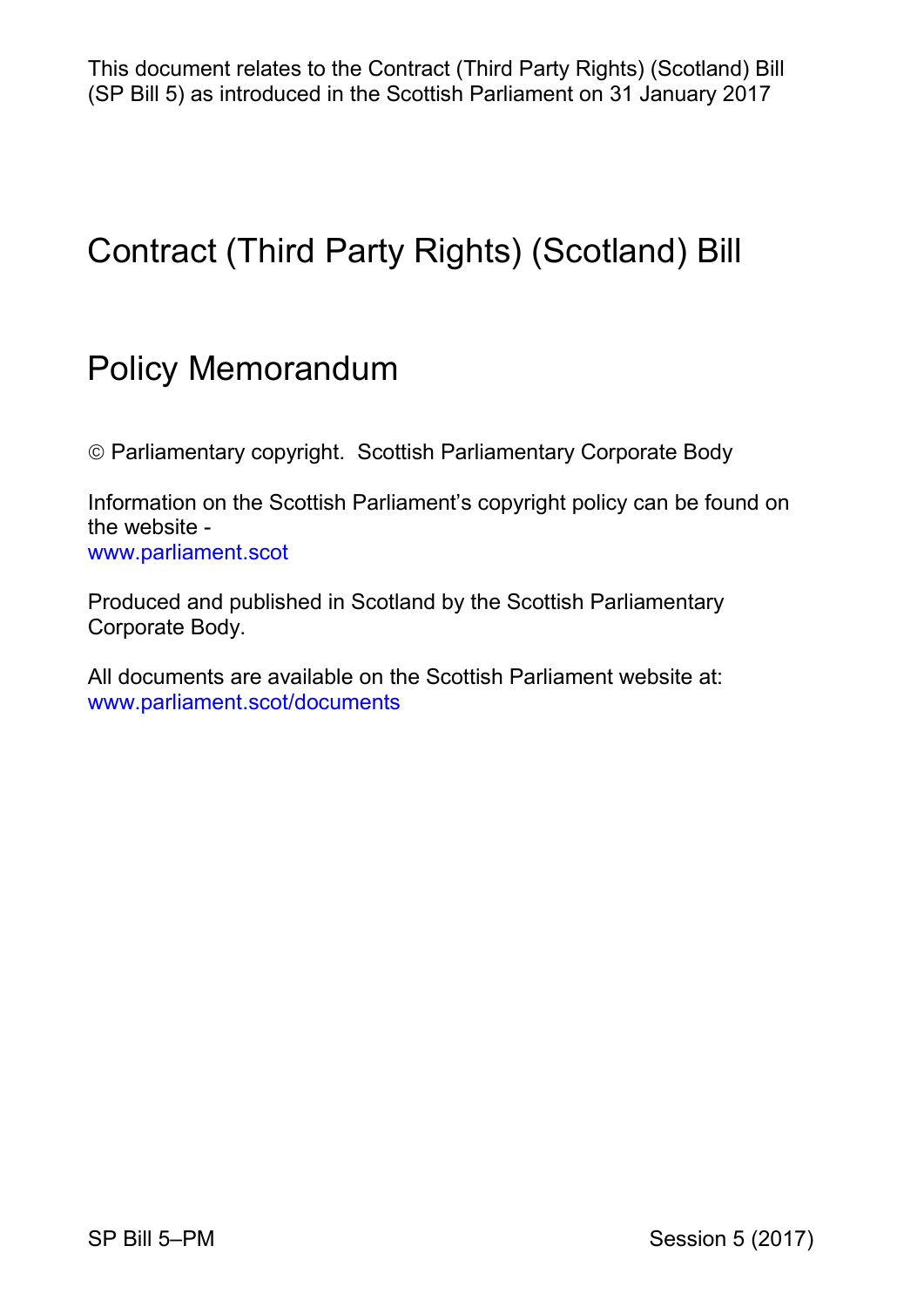This document relates to the Contract (Third Party Rights) (Scotland) Bill (SP Bill 5) as introduced in the Scottish Parliament on 31 January 2017

# Contract (Third Party Rights) (Scotland) Bill

# Policy Memorandum

© Parliamentary copyright. Scottish Parliamentary Corporate Body

Information on the Scottish Parliament's copyright policy can be found on the website - www.parliament.scot

Produced and published in Scotland by the Scottish Parliamentary Corporate Body.

All documents are available on the Scottish Parliament website at: www.parliament.scot/documents

SP Bill 5–PM Session 5 (2017)